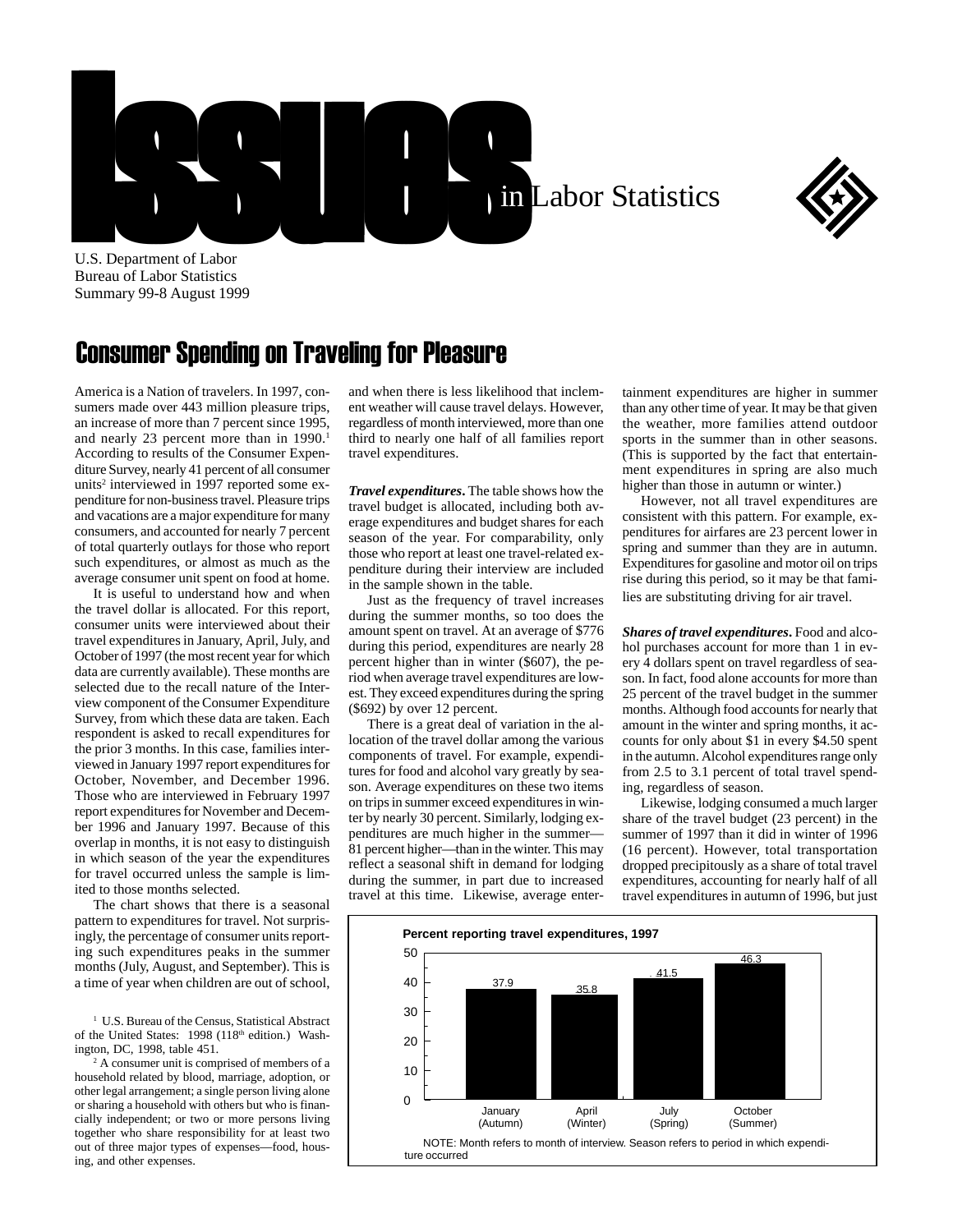# Issues in Labor Statistics

U.S. Department of Labor
Bureau of Labor Statistics
Summary 99-8 August 1999

## Consumer Spending on Traveling for Pleasure

America is a Nation of travelers. In 1997, consumers made over 443 million pleasure trips, an increase of more than 7 percent since 1995, and nearly 23 percent more than in 1990.[1] According to results of the Consumer Expenditure Survey, nearly 41 percent of all consumer units[2] interviewed in 1997 reported some expenditure for non-business travel. Pleasure trips and vacations are a major expenditure for many consumers, and accounted for nearly 7 percent of total quarterly outlays for those who report such expenditures, or almost as much as the average consumer unit spent on food at home.

It is useful to understand how and when the travel dollar is allocated. For this report, consumer units were interviewed about their travel expenditures in January, April, July, and October of 1997 (the most recent year for which data are currently available). These months are selected due to the recall nature of the Interview component of the Consumer Expenditure Survey, from which these data are taken. Each respondent is asked to recall expenditures for the prior 3 months. In this case, families interviewed in January 1997 report expenditures for October, November, and December 1996. Those who are interviewed in February 1997 report expenditures for November and December 1996 and January 1997. Because of this overlap in months, it is not easy to distinguish in which season of the year the expenditures for travel occurred unless the sample is limited to those months selected.

The chart shows that there is a seasonal pattern to expenditures for travel. Not surprisingly, the percentage of consumer units reporting such expenditures peaks in the summer months (July, August, and September). This is a time of year when children are out of school, and when there is less likelihood that inclement weather will cause travel delays. However, regardless of month interviewed, more than one third to nearly one half of all families report travel expenditures.

***Travel expenditures*.** The table shows how the travel budget is allocated, including both average expenditures and budget shares for each season of the year. For comparability, only those who report at least one travel-related expenditure during their interview are included in the sample shown in the table.

Just as the frequency of travel increases during the summer months, so too does the amount spent on travel. At an average of $776 during this period, expenditures are nearly 28 percent higher than in winter ($607), the period when average travel expenditures are lowest. They exceed expenditures during the spring ($692) by over 12 percent.

There is a great deal of variation in the allocation of the travel dollar among the various components of travel. For example, expenditures for food and alcohol vary greatly by season. Average expenditures on these two items on trips in summer exceed expenditures in winter by nearly 30 percent. Similarly, lodging expenditures are much higher in the summer—81 percent higher—than in the winter. This may reflect a seasonal shift in demand for lodging during the summer, in part due to increased travel at this time. Likewise, average entertainment expenditures are higher in summer than any other time of year. It may be that given the weather, more families attend outdoor sports in the summer than in other seasons. (This is supported by the fact that entertainment expenditures in spring are also much higher than those in autumn or winter.)

However, not all travel expenditures are consistent with this pattern. For example, expenditures for airfares are 23 percent lower in spring and summer than they are in autumn. Expenditures for gasoline and motor oil on trips rise during this period, so it may be that families are substituting driving for air travel.

***Shares of travel expenditures*.** Food and alcohol purchases account for more than 1 in every 4 dollars spent on travel regardless of season. In fact, food alone accounts for more than 25 percent of the travel budget in the summer months. Although food accounts for nearly that amount in the winter and spring months, it accounts for only about $1 in every $4.50 spent in the autumn. Alcohol expenditures range only from 2.5 to 3.1 percent of total travel spending, regardless of season.

Likewise, lodging consumed a much larger share of the travel budget (23 percent) in the summer of 1997 than it did in winter of 1996 (16 percent). However, total transportation dropped precipitously as a share of total travel expenditures, accounting for nearly half of all travel expenditures in autumn of 1996, but just

**Percent reporting travel expenditures, 1997**

| Month of interview (Season) | Percent |
|---|---|
| January (Autumn) | 37.9 |
| April (Winter) | 35.8 |
| July (Spring) | 41.5 |
| October (Summer) | 46.3 |

NOTE: Month refers to month of interview. Season refers to period in which expenditure occurred

[1] U.S. Bureau of the Census, Statistical Abstract of the United States: 1998 (118th edition.) Washington, DC, 1998, table 451.

[2] A consumer unit is comprised of members of a household related by blood, marriage, adoption, or other legal arrangement; a single person living alone or sharing a household with others but who is financially independent; or two or more persons living together who share responsibility for at least two out of three major types of expenses—food, housing, and other expenses.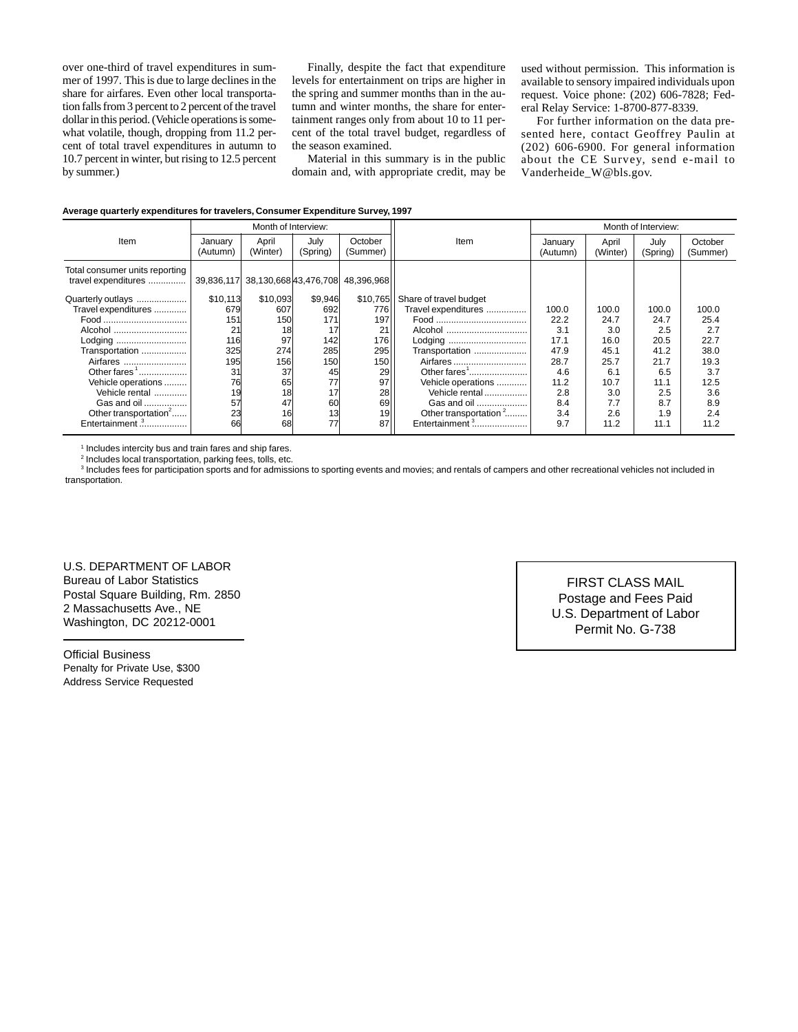over one-third of travel expenditures in summer of 1997. This is due to large declines in the share for airfares. Even other local transportation falls from 3 percent to 2 percent of the travel dollar in this period. (Vehicle operations is somewhat volatile, though, dropping from 11.2 percent of total travel expenditures in autumn to 10.7 percent in winter, but rising to 12.5 percent by summer.)

Finally, despite the fact that expenditure levels for entertainment on trips are higher in the spring and summer months than in the autumn and winter months, the share for entertainment ranges only from about 10 to 11 percent of the total travel budget, regardless of the season examined.

Material in this summary is in the public domain and, with appropriate credit, may be used without permission. This information is available to sensory impaired individuals upon request. Voice phone: (202) 606-7828; Federal Relay Service: 1-8700-877-8339.

For further information on the data presented here, contact Geoffrey Paulin at (202) 606-6900. For general information about the CE Survey, send e-mail to Vanderheide_W@bls.gov.

**Average quarterly expenditures for travelers, Consumer Expenditure Survey, 1997**

| Item | Month of Interview: | | | |
|---|---|---|---|---|
| | January (Autumn) | April (Winter) | July (Spring) | October (Summer) |
| Total consumer units reporting travel expenditures | 39,836,117 | 38,130,668 | 43,476,708 | 48,396,968 |
| Quarterly outlays | $10,113 | $10,093 | $9,946 | $10,765 |
| Travel expenditures | 679 | 607 | 692 | 776 |
| Food | 151 | 150 | 171 | 197 |
| Alcohol | 21 | 18 | 17 | 21 |
| Lodging | 116 | 97 | 142 | 176 |
| Transportation | 325 | 274 | 285 | 295 |
| Airfares | 195 | 156 | 150 | 150 |
| Other fares [1] | 31 | 37 | 45 | 29 |
| Vehicle operations | 76 | 65 | 77 | 97 |
| Vehicle rental | 19 | 18 | 17 | 28 |
| Gas and oil | 57 | 47 | 60 | 69 |
| Other transportation [2] | 23 | 16 | 13 | 19 |
| Entertainment [3] | 66 | 68 | 77 | 87 |

| Item | Month of Interview: | | | |
|---|---|---|---|---|
| | January (Autumn) | April (Winter) | July (Spring) | October (Summer) |
| Share of travel budget | | | | |
| Travel expenditures | 100.0 | 100.0 | 100.0 | 100.0 |
| Food | 22.2 | 24.7 | 24.7 | 25.4 |
| Alcohol | 3.1 | 3.0 | 2.5 | 2.7 |
| Lodging | 17.1 | 16.0 | 20.5 | 22.7 |
| Transportation | 47.9 | 45.1 | 41.2 | 38.0 |
| Airfares | 28.7 | 25.7 | 21.7 | 19.3 |
| Other fares [1] | 4.6 | 6.1 | 6.5 | 3.7 |
| Vehicle operations | 11.2 | 10.7 | 11.1 | 12.5 |
| Vehicle rental | 2.8 | 3.0 | 2.5 | 3.6 |
| Gas and oil | 8.4 | 7.7 | 8.7 | 8.9 |
| Other transportation [2] | 3.4 | 2.6 | 1.9 | 2.4 |
| Entertainment [3] | 9.7 | 11.2 | 11.1 | 11.2 |

[1] Includes intercity bus and train fares and ship fares.

[2] Includes local transportation, parking fees, tolls, etc.

[3] Includes fees for participation sports and for admissions to sporting events and movies; and rentals of campers and other recreational vehicles not included in transportation.

U.S. DEPARTMENT OF LABOR
Bureau of Labor Statistics
Postal Square Building, Rm. 2850
2 Massachusetts Ave., NE
Washington, DC 20212-0001

Official Business
Penalty for Private Use, $300
Address Service Requested

FIRST CLASS MAIL
Postage and Fees Paid
U.S. Department of Labor
Permit No. G-738